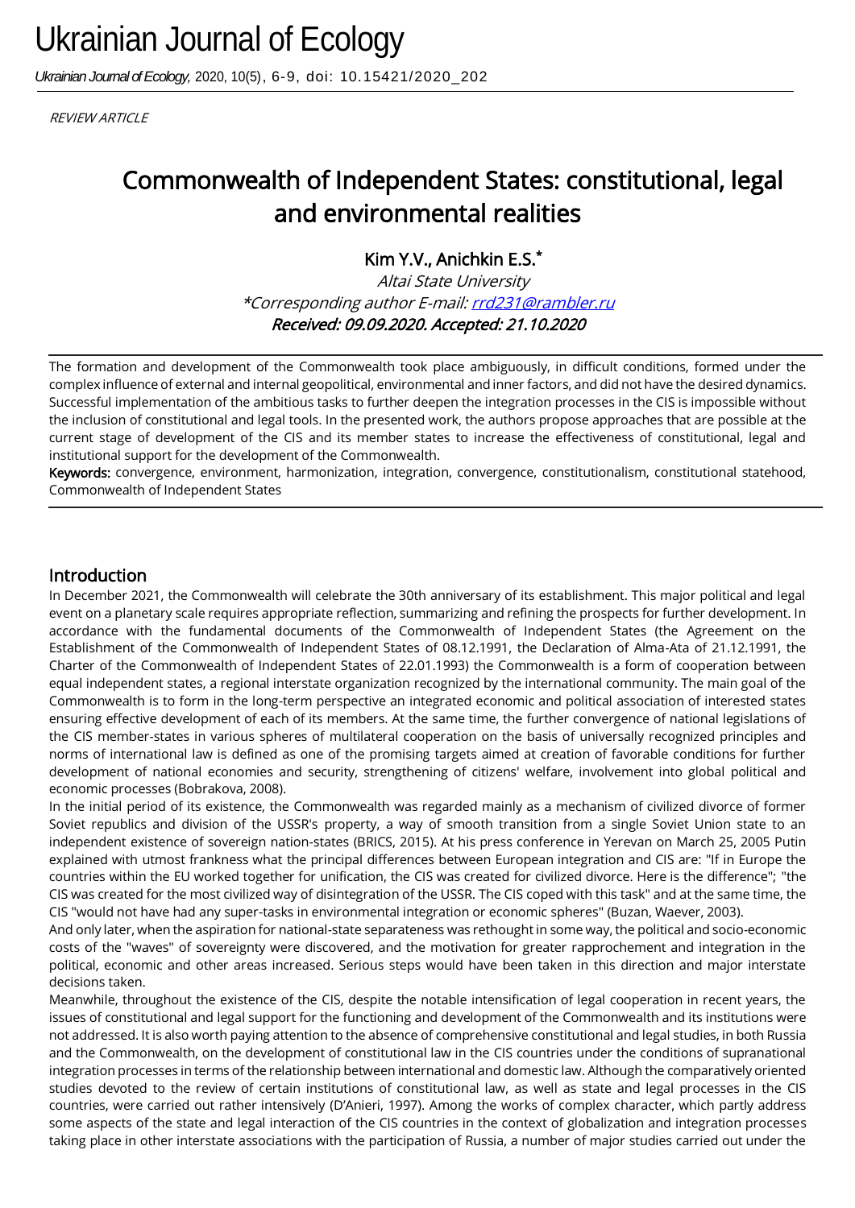REVIEW ARTICLE

# Commonwealth of Independent States: constitutional, legal and environmental realities

Kim Y.V., Anichkin E.S.*

*Altai State University*

*\*Corresponding author E-mail: rrd231@rambler.ru*

***Received: 09.09.2020. Accepted: 21.10.2020***

The formation and development of the Commonwealth took place ambiguously, in difficult conditions, formed under the complex influence of external and internal geopolitical, environmental and inner factors, and did not have the desired dynamics. Successful implementation of the ambitious tasks to further deepen the integration processes in the CIS is impossible without the inclusion of constitutional and legal tools. In the presented work, the authors propose approaches that are possible at the current stage of development of the CIS and its member states to increase the effectiveness of constitutional, legal and institutional support for the development of the Commonwealth.

**Keywords:** convergence, environment, harmonization, integration, convergence, constitutionalism, constitutional statehood, Commonwealth of Independent States

## Introduction

In December 2021, the Commonwealth will celebrate the 30th anniversary of its establishment. This major political and legal event on a planetary scale requires appropriate reflection, summarizing and refining the prospects for further development. In accordance with the fundamental documents of the Commonwealth of Independent States (the Agreement on the Establishment of the Commonwealth of Independent States of 08.12.1991, the Declaration of Alma-Ata of 21.12.1991, the Charter of the Commonwealth of Independent States of 22.01.1993) the Commonwealth is a form of cooperation between equal independent states, a regional interstate organization recognized by the international community. The main goal of the Commonwealth is to form in the long-term perspective an integrated economic and political association of interested states ensuring effective development of each of its members. At the same time, the further convergence of national legislations of the CIS member-states in various spheres of multilateral cooperation on the basis of universally recognized principles and norms of international law is defined as one of the promising targets aimed at creation of favorable conditions for further development of national economies and security, strengthening of citizens' welfare, involvement into global political and economic processes (Bobrakova, 2008).

In the initial period of its existence, the Commonwealth was regarded mainly as a mechanism of civilized divorce of former Soviet republics and division of the USSR's property, a way of smooth transition from a single Soviet Union state to an independent existence of sovereign nation-states (BRICS, 2015). At his press conference in Yerevan on March 25, 2005 Putin explained with utmost frankness what the principal differences between European integration and CIS are: "If in Europe the countries within the EU worked together for unification, the CIS was created for civilized divorce. Here is the difference"; "the CIS was created for the most civilized way of disintegration of the USSR. The CIS coped with this task" and at the same time, the CIS "would not have had any super-tasks in environmental integration or economic spheres" (Buzan, Waever, 2003).

And only later, when the aspiration for national-state separateness was rethought in some way, the political and socio-economic costs of the "waves" of sovereignty were discovered, and the motivation for greater rapprochement and integration in the political, economic and other areas increased. Serious steps would have been taken in this direction and major interstate decisions taken.

Meanwhile, throughout the existence of the CIS, despite the notable intensification of legal cooperation in recent years, the issues of constitutional and legal support for the functioning and development of the Commonwealth and its institutions were not addressed. It is also worth paying attention to the absence of comprehensive constitutional and legal studies, in both Russia and the Commonwealth, on the development of constitutional law in the CIS countries under the conditions of supranational integration processes in terms of the relationship between international and domestic law. Although the comparatively oriented studies devoted to the review of certain institutions of constitutional law, as well as state and legal processes in the CIS countries, were carried out rather intensively (D'Anieri, 1997). Among the works of complex character, which partly address some aspects of the state and legal interaction of the CIS countries in the context of globalization and integration processes taking place in other interstate associations with the participation of Russia, a number of major studies carried out under the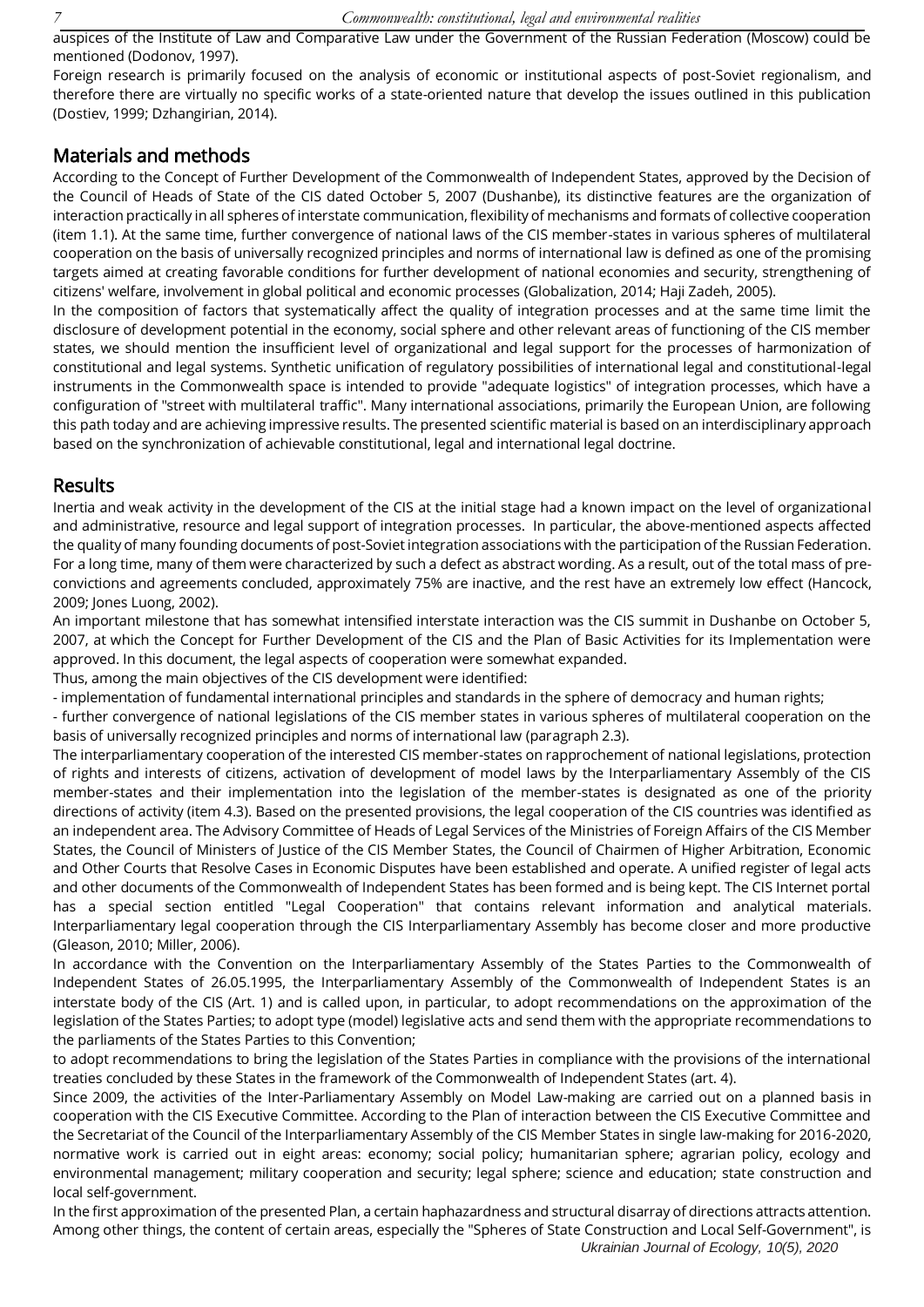auspices of the Institute of Law and Comparative Law under the Government of the Russian Federation (Moscow) could be mentioned (Dodonov, 1997).

Foreign research is primarily focused on the analysis of economic or institutional aspects of post-Soviet regionalism, and therefore there are virtually no specific works of a state-oriented nature that develop the issues outlined in this publication (Dostiev, 1999; Dzhangirian, 2014).

## Materials and methods

According to the Concept of Further Development of the Commonwealth of Independent States, approved by the Decision of the Council of Heads of State of the CIS dated October 5, 2007 (Dushanbe), its distinctive features are the organization of interaction practically in all spheres of interstate communication, flexibility of mechanisms and formats of collective cooperation (item 1.1). At the same time, further convergence of national laws of the CIS member-states in various spheres of multilateral cooperation on the basis of universally recognized principles and norms of international law is defined as one of the promising targets aimed at creating favorable conditions for further development of national economies and security, strengthening of citizens' welfare, involvement in global political and economic processes (Globalization, 2014; Haji Zadeh, 2005).

In the composition of factors that systematically affect the quality of integration processes and at the same time limit the disclosure of development potential in the economy, social sphere and other relevant areas of functioning of the CIS member states, we should mention the insufficient level of organizational and legal support for the processes of harmonization of constitutional and legal systems. Synthetic unification of regulatory possibilities of international legal and constitutional-legal instruments in the Commonwealth space is intended to provide "adequate logistics" of integration processes, which have a configuration of "street with multilateral traffic". Many international associations, primarily the European Union, are following this path today and are achieving impressive results. The presented scientific material is based on an interdisciplinary approach based on the synchronization of achievable constitutional, legal and international legal doctrine.

## Results

Inertia and weak activity in the development of the CIS at the initial stage had a known impact on the level of organizational and administrative, resource and legal support of integration processes. In particular, the above-mentioned aspects affected the quality of many founding documents of post-Soviet integration associations with the participation of the Russian Federation. For a long time, many of them were characterized by such a defect as abstract wording. As a result, out of the total mass of pre-convictions and agreements concluded, approximately 75% are inactive, and the rest have an extremely low effect (Hancock, 2009; Jones Luong, 2002).

An important milestone that has somewhat intensified interstate interaction was the CIS summit in Dushanbe on October 5, 2007, at which the Concept for Further Development of the CIS and the Plan of Basic Activities for its Implementation were approved. In this document, the legal aspects of cooperation were somewhat expanded.

Thus, among the main objectives of the CIS development were identified:

- implementation of fundamental international principles and standards in the sphere of democracy and human rights;
- further convergence of national legislations of the CIS member states in various spheres of multilateral cooperation on the basis of universally recognized principles and norms of international law (paragraph 2.3).

The interparliamentary cooperation of the interested CIS member-states on rapprochement of national legislations, protection of rights and interests of citizens, activation of development of model laws by the Interparliamentary Assembly of the CIS member-states and their implementation into the legislation of the member-states is designated as one of the priority directions of activity (item 4.3). Based on the presented provisions, the legal cooperation of the CIS countries was identified as an independent area. The Advisory Committee of Heads of Legal Services of the Ministries of Foreign Affairs of the CIS Member States, the Council of Ministers of Justice of the CIS Member States, the Council of Chairmen of Higher Arbitration, Economic and Other Courts that Resolve Cases in Economic Disputes have been established and operate. A unified register of legal acts and other documents of the Commonwealth of Independent States has been formed and is being kept. The CIS Internet portal has a special section entitled "Legal Cooperation" that contains relevant information and analytical materials. Interparliamentary legal cooperation through the CIS Interparliamentary Assembly has become closer and more productive (Gleason, 2010; Miller, 2006).

In accordance with the Convention on the Interparliamentary Assembly of the States Parties to the Commonwealth of Independent States of 26.05.1995, the Interparliamentary Assembly of the Commonwealth of Independent States is an interstate body of the CIS (Art. 1) and is called upon, in particular, to adopt recommendations on the approximation of the legislation of the States Parties; to adopt type (model) legislative acts and send them with the appropriate recommendations to the parliaments of the States Parties to this Convention;

to adopt recommendations to bring the legislation of the States Parties in compliance with the provisions of the international treaties concluded by these States in the framework of the Commonwealth of Independent States (art. 4).

Since 2009, the activities of the Inter-Parliamentary Assembly on Model Law-making are carried out on a planned basis in cooperation with the CIS Executive Committee. According to the Plan of interaction between the CIS Executive Committee and the Secretariat of the Council of the Interparliamentary Assembly of the CIS Member States in single law-making for 2016-2020, normative work is carried out in eight areas: economy; social policy; humanitarian sphere; agrarian policy, ecology and environmental management; military cooperation and security; legal sphere; science and education; state construction and local self-government.

In the first approximation of the presented Plan, a certain haphazardness and structural disarray of directions attracts attention. Among other things, the content of certain areas, especially the "Spheres of State Construction and Local Self-Government", is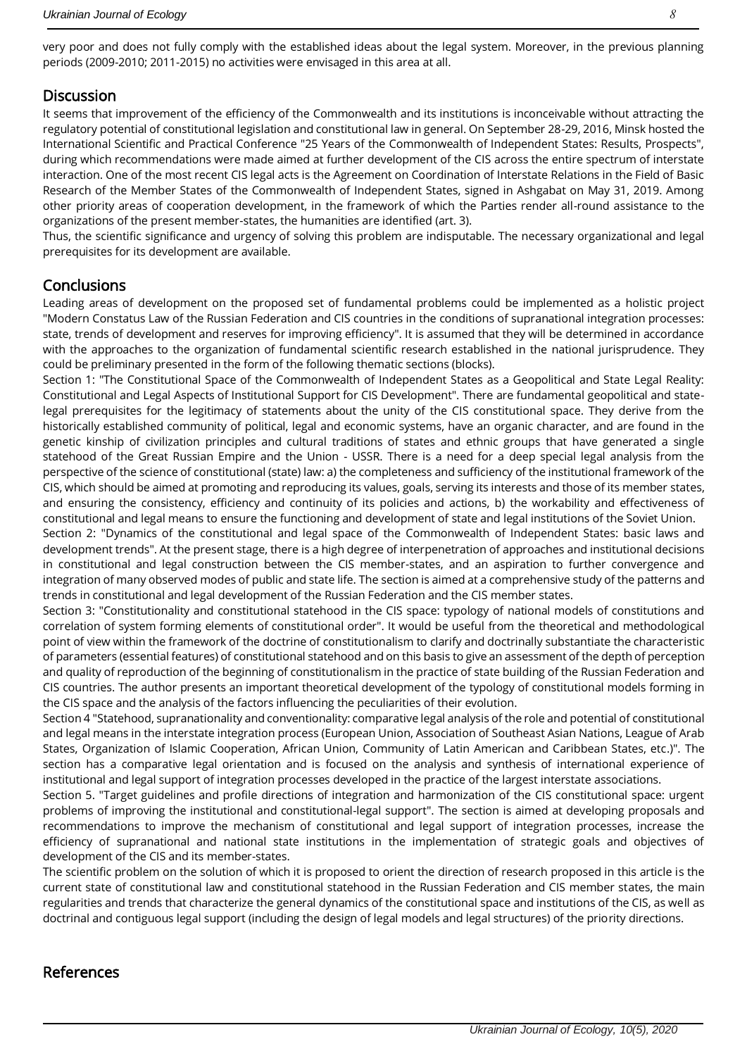very poor and does not fully comply with the established ideas about the legal system. Moreover, in the previous planning periods (2009-2010; 2011-2015) no activities were envisaged in this area at all.

## Discussion

It seems that improvement of the efficiency of the Commonwealth and its institutions is inconceivable without attracting the regulatory potential of constitutional legislation and constitutional law in general. On September 28-29, 2016, Minsk hosted the International Scientific and Practical Conference "25 Years of the Commonwealth of Independent States: Results, Prospects", during which recommendations were made aimed at further development of the CIS across the entire spectrum of interstate interaction. One of the most recent CIS legal acts is the Agreement on Coordination of Interstate Relations in the Field of Basic Research of the Member States of the Commonwealth of Independent States, signed in Ashgabat on May 31, 2019. Among other priority areas of cooperation development, in the framework of which the Parties render all-round assistance to the organizations of the present member-states, the humanities are identified (art. 3).

Thus, the scientific significance and urgency of solving this problem are indisputable. The necessary organizational and legal prerequisites for its development are available.

## Conclusions

Leading areas of development on the proposed set of fundamental problems could be implemented as a holistic project "Modern Constatus Law of the Russian Federation and CIS countries in the conditions of supranational integration processes: state, trends of development and reserves for improving efficiency". It is assumed that they will be determined in accordance with the approaches to the organization of fundamental scientific research established in the national jurisprudence. They could be preliminary presented in the form of the following thematic sections (blocks).

Section 1: "The Constitutional Space of the Commonwealth of Independent States as a Geopolitical and State Legal Reality: Constitutional and Legal Aspects of Institutional Support for CIS Development". There are fundamental geopolitical and state-legal prerequisites for the legitimacy of statements about the unity of the CIS constitutional space. They derive from the historically established community of political, legal and economic systems, have an organic character, and are found in the genetic kinship of civilization principles and cultural traditions of states and ethnic groups that have generated a single statehood of the Great Russian Empire and the Union - USSR. There is a need for a deep special legal analysis from the perspective of the science of constitutional (state) law: a) the completeness and sufficiency of the institutional framework of the CIS, which should be aimed at promoting and reproducing its values, goals, serving its interests and those of its member states, and ensuring the consistency, efficiency and continuity of its policies and actions, b) the workability and effectiveness of constitutional and legal means to ensure the functioning and development of state and legal institutions of the Soviet Union.

Section 2: "Dynamics of the constitutional and legal space of the Commonwealth of Independent States: basic laws and development trends". At the present stage, there is a high degree of interpenetration of approaches and institutional decisions in constitutional and legal construction between the CIS member-states, and an aspiration to further convergence and integration of many observed modes of public and state life. The section is aimed at a comprehensive study of the patterns and trends in constitutional and legal development of the Russian Federation and the CIS member states.

Section 3: "Constitutionality and constitutional statehood in the CIS space: typology of national models of constitutions and correlation of system forming elements of constitutional order". It would be useful from the theoretical and methodological point of view within the framework of the doctrine of constitutionalism to clarify and doctrinally substantiate the characteristic of parameters (essential features) of constitutional statehood and on this basis to give an assessment of the depth of perception and quality of reproduction of the beginning of constitutionalism in the practice of state building of the Russian Federation and CIS countries. The author presents an important theoretical development of the typology of constitutional models forming in the CIS space and the analysis of the factors influencing the peculiarities of their evolution.

Section 4 "Statehood, supranationality and conventionality: comparative legal analysis of the role and potential of constitutional and legal means in the interstate integration process (European Union, Association of Southeast Asian Nations, League of Arab States, Organization of Islamic Cooperation, African Union, Community of Latin American and Caribbean States, etc.)". The section has a comparative legal orientation and is focused on the analysis and synthesis of international experience of institutional and legal support of integration processes developed in the practice of the largest interstate associations.

Section 5. "Target guidelines and profile directions of integration and harmonization of the CIS constitutional space: urgent problems of improving the institutional and constitutional-legal support". The section is aimed at developing proposals and recommendations to improve the mechanism of constitutional and legal support of integration processes, increase the efficiency of supranational and national state institutions in the implementation of strategic goals and objectives of development of the CIS and its member-states.

The scientific problem on the solution of which it is proposed to orient the direction of research proposed in this article is the current state of constitutional law and constitutional statehood in the Russian Federation and CIS member states, the main regularities and trends that characterize the general dynamics of the constitutional space and institutions of the CIS, as well as doctrinal and contiguous legal support (including the design of legal models and legal structures) of the priority directions.

## References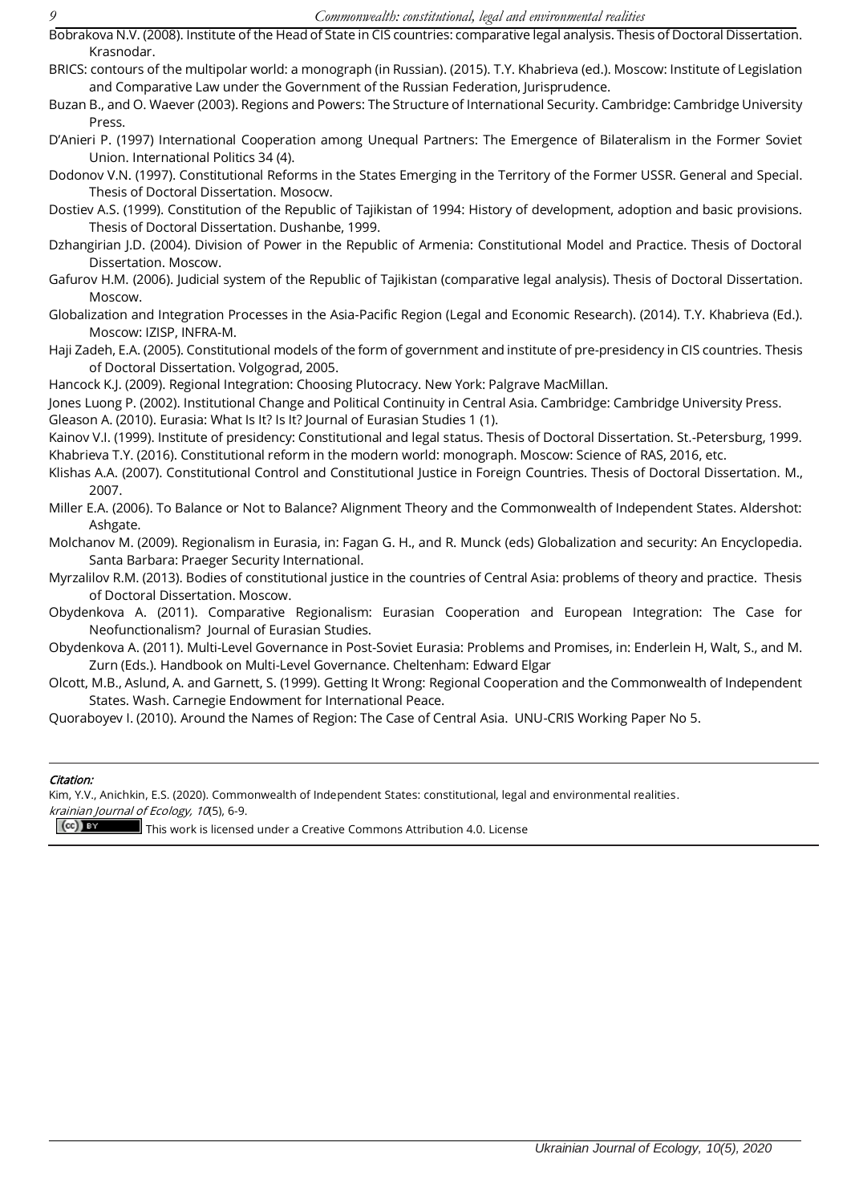Bobrakova N.V. (2008). Institute of the Head of State in CIS countries: comparative legal analysis. Thesis of Doctoral Dissertation. Krasnodar.

BRICS: contours of the multipolar world: a monograph (in Russian). (2015). T.Y. Khabrieva (ed.). Moscow: Institute of Legislation and Comparative Law under the Government of the Russian Federation, Jurisprudence.

Buzan B., and O. Waever (2003). Regions and Powers: The Structure of International Security. Cambridge: Cambridge University Press.

D'Anieri P. (1997) International Cooperation among Unequal Partners: The Emergence of Bilateralism in the Former Soviet Union. International Politics 34 (4).

Dodonov V.N. (1997). Constitutional Reforms in the States Emerging in the Territory of the Former USSR. General and Special. Thesis of Doctoral Dissertation. Mosocw.

Dostiev A.S. (1999). Constitution of the Republic of Tajikistan of 1994: History of development, adoption and basic provisions. Thesis of Doctoral Dissertation. Dushanbe, 1999.

Dzhangirian J.D. (2004). Division of Power in the Republic of Armenia: Constitutional Model and Practice. Thesis of Doctoral Dissertation. Moscow.

Gafurov H.M. (2006). Judicial system of the Republic of Tajikistan (comparative legal analysis). Thesis of Doctoral Dissertation. Moscow.

Globalization and Integration Processes in the Asia-Pacific Region (Legal and Economic Research). (2014). T.Y. Khabrieva (Ed.). Moscow: IZISP, INFRA-M.

Haji Zadeh, E.A. (2005). Constitutional models of the form of government and institute of pre-presidency in CIS countries. Thesis of Doctoral Dissertation. Volgograd, 2005.

Hancock K.J. (2009). Regional Integration: Choosing Plutocracy. New York: Palgrave MacMillan.

Jones Luong P. (2002). Institutional Change and Political Continuity in Central Asia. Cambridge: Cambridge University Press.

Gleason A. (2010). Eurasia: What Is It? Is It? Journal of Eurasian Studies 1 (1).

Kainov V.I. (1999). Institute of presidency: Constitutional and legal status. Thesis of Doctoral Dissertation. St.-Petersburg, 1999.

Khabrieva T.Y. (2016). Constitutional reform in the modern world: monograph. Moscow: Science of RAS, 2016, etc.

Klishas A.A. (2007). Constitutional Control and Constitutional Justice in Foreign Countries. Thesis of Doctoral Dissertation. M., 2007.

Miller E.A. (2006). To Balance or Not to Balance? Alignment Theory and the Commonwealth of Independent States. Aldershot: Ashgate.

Molchanov M. (2009). Regionalism in Eurasia, in: Fagan G. H., and R. Munck (eds) Globalization and security: An Encyclopedia. Santa Barbara: Praeger Security International.

Myrzalilov R.M. (2013). Bodies of constitutional justice in the countries of Central Asia: problems of theory and practice. Thesis of Doctoral Dissertation. Moscow.

Obydenkova A. (2011). Comparative Regionalism: Eurasian Cooperation and European Integration: The Case for Neofunctionalism? Journal of Eurasian Studies.

Obydenkova A. (2011). Multi-Level Governance in Post-Soviet Eurasia: Problems and Promises, in: Enderlein H, Walt, S., and M. Zurn (Eds.). Handbook on Multi-Level Governance. Cheltenham: Edward Elgar

Olcott, M.B., Aslund, A. and Garnett, S. (1999). Getting It Wrong: Regional Cooperation and the Commonwealth of Independent States. Wash. Carnegie Endowment for International Peace.

Quoraboyev I. (2010). Around the Names of Region: The Case of Central Asia. UNU-CRIS Working Paper No 5.

---

*Citation:*

Kim, Y.V., Anichkin, E.S. (2020). Commonwealth of Independent States: constitutional, legal and environmental realities. *krainian Journal of Ecology, 10*(5), 6-9.

This work is licensed under a Creative Commons Attribution 4.0. License